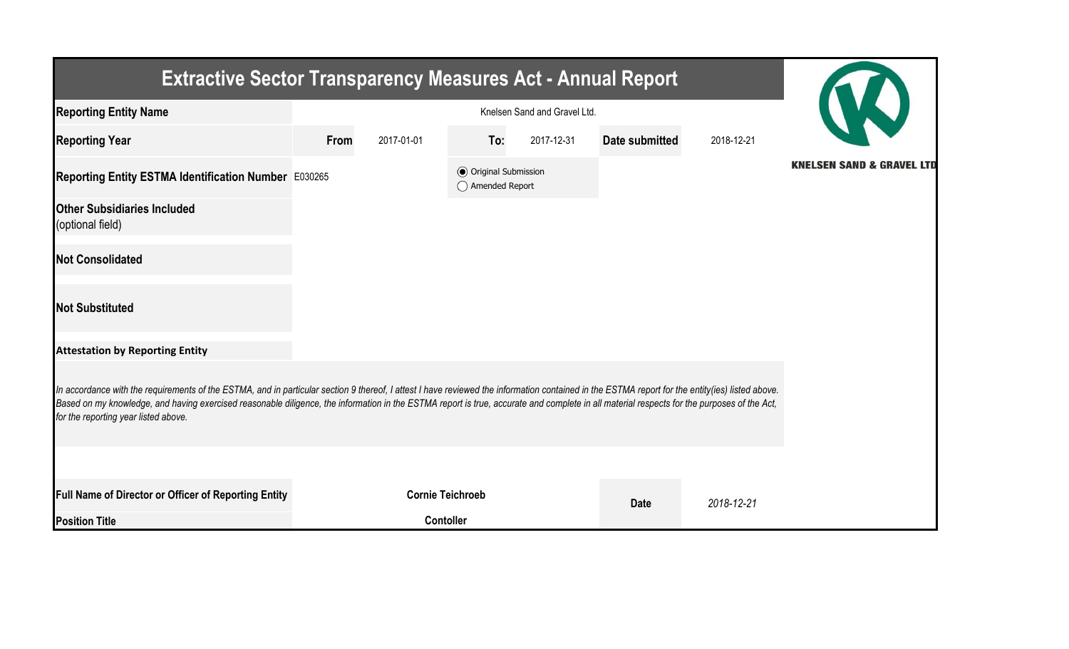# Extractive Sector Transparency Measures Act - Annual Report

KNELSEN SAND & GRAVEL LTD

| | | | | | | |
|---|---|---|---|---|---|---|
| **Reporting Entity Name** | Knelsen Sand and Gravel Ltd. | | | | | |
| **Reporting Year** | **From** | 2017-01-01 | **To:** | 2017-12-31 | **Date submitted** | 2018-12-21 |
| **Reporting Entity ESTMA Identification Number** | E030265 | | ◉ Original Submission ◯ Amended Report | | | |
| **Other Subsidiaries Included** (optional field) | | | | | | |
| **Not Consolidated** | | | | | | |
| **Not Substituted** | | | | | | |

**Attestation by Reporting Entity**

*In accordance with the requirements of the ESTMA, and in particular section 9 thereof, I attest I have reviewed the information contained in the ESTMA report for the entity(ies) listed above. Based on my knowledge, and having exercised reasonable diligence, the information in the ESTMA report is true, accurate and complete in all material respects for the purposes of the Act, for the reporting year listed above.*

| | | | |
|---|---|---|---|
| **Full Name of Director or Officer of Reporting Entity** | **Cornie Teichroeb** | **Date** | *2018-12-21* |
| **Position Title** | **Contoller** | | |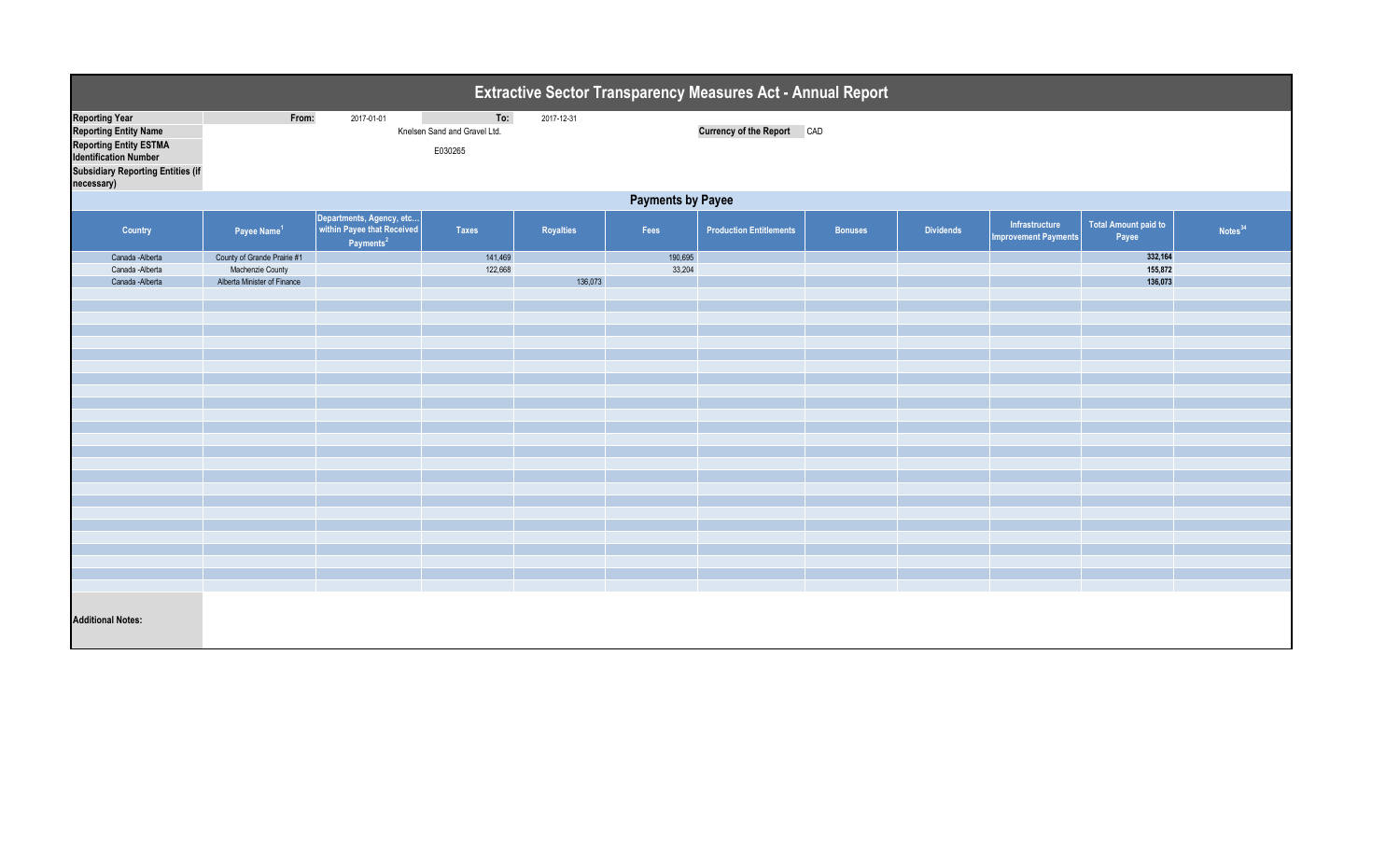# Extractive Sector Transparency Measures Act - Annual Report

| | | | | |
|---|---|---|---|---|
| **Reporting Year** | From: | 2017-01-01 | To: | 2017-12-31 |
| **Reporting Entity Name** | Knelsen Sand and Gravel Ltd. | | **Currency of the Report** | CAD |
| **Reporting Entity ESTMA Identification Number** | E030265 | | | |
| **Subsidiary Reporting Entities (if necessary)** | | | | |

## Payments by Payee

| Country | Payee Name[1] | Departments, Agency, etc... within Payee that Received Payments[2] | Taxes | Royalties | Fees | Production Entitlements | Bonuses | Dividends | Infrastructure Improvement Payments | Total Amount paid to Payee | Notes[34] |
|---|---|---|---|---|---|---|---|---|---|---|---|
| Canada -Alberta | County of Grande Prairie #1 | | 141,469 | | 190,695 | | | | | **332,164** | |
| Canada -Alberta | Machenzie County | | 122,668 | | 33,204 | | | | | **155,872** | |
| Canada -Alberta | Alberta Minister of Finance | | | 136,073 | | | | | | **136,073** | |

**Additional Notes:**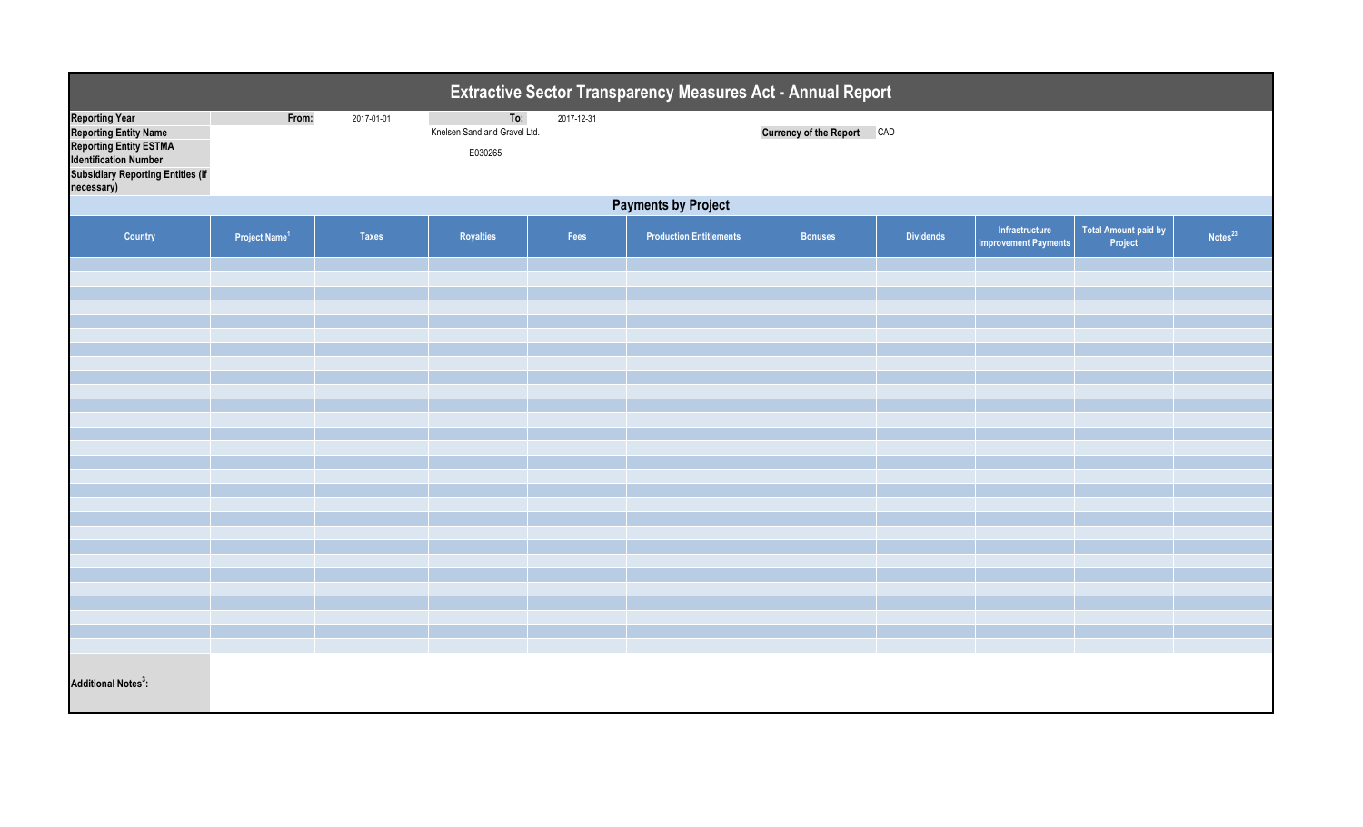# Extractive Sector Transparency Measures Act - Annual Report

| | | | | | |
|---|---|---|---|---|---|
| **Reporting Year** | **From:** | 2017-01-01 | **To:** | 2017-12-31 | |
| **Reporting Entity Name** | | Knelsen Sand and Gravel Ltd. | | **Currency of the Report** | CAD |
| **Reporting Entity ESTMA Identification Number** | | E030265 | | | |
| **Subsidiary Reporting Entities (if necessary)** | | | | | |

## Payments by Project

| Country | Project Name[1] | Taxes | Royalties | Fees | Production Entitlements | Bonuses | Dividends | Infrastructure Improvement Payments | Total Amount paid by Project | Notes[23] |
|---|---|---|---|---|---|---|---|---|---|---|
| | | | | | | | | | | |

**Additional Notes[3]:**